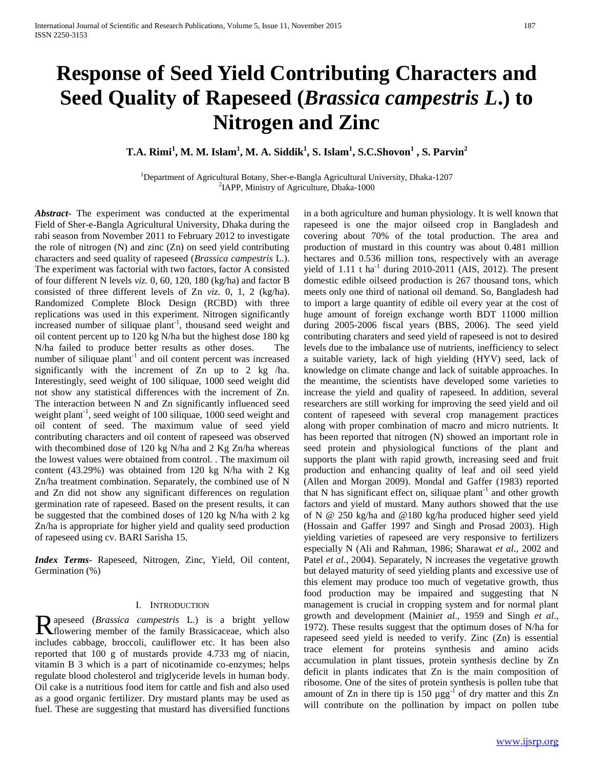# Response of Seed Yield Contributing Characters and Seed Quality of Rapeseed (*Brassica campestris L.*) to Nitrogen and Zinc

**T.A. Rimi[1], M. M. Islam[1], M. A. Siddik[1], S. Islam[1], S.C.Shovon[1] , S. Parvin[2]**

[1]Department of Agricultural Botany, Sher-e-Bangla Agricultural University, Dhaka-1207
[2]IAPP, Ministry of Agriculture, Dhaka-1000

***Abstract-*** The experiment was conducted at the experimental Field of Sher-e-Bangla Agricultural University, Dhaka during the rabi season from November 2011 to February 2012 to investigate the role of nitrogen (N) and zinc (Zn) on seed yield contributing characters and seed quality of rapeseed (*Brassica campestris* L.). The experiment was factorial with two factors, factor A consisted of four different N levels *viz.* 0, 60, 120, 180 (kg/ha) and factor B consisted of three different levels of Zn *viz.* 0, 1, 2 (kg/ha). Randomized Complete Block Design (RCBD) with three replications was used in this experiment. Nitrogen significantly increased number of siliquae plant$^{-1}$, thousand seed weight and oil content percent up to 120 kg N/ha but the highest dose 180 kg N/ha failed to produce better results as other doses. The number of siliquae plant$^{-1}$ and oil content percent was increased significantly with the increment of Zn up to 2 kg /ha. Interestingly, seed weight of 100 siliquae, 1000 seed weight did not show any statistical differences with the increment of Zn. The interaction between N and Zn significantly influenced seed weight plant$^{-1}$, seed weight of 100 siliquae, 1000 seed weight and oil content of seed. The maximum value of seed yield contributing characters and oil content of rapeseed was observed with thecombined dose of 120 kg N/ha and 2 Kg Zn/ha whereas the lowest values were obtained from control. . The maximum oil content (43.29%) was obtained from 120 kg N/ha with 2 Kg Zn/ha treatment combination. Separately, the combined use of N and Zn did not show any significant differences on regulation germination rate of rapeseed. Based on the present results, it can be suggested that the combined doses of 120 kg N/ha with 2 kg Zn/ha is appropriate for higher yield and quality seed production of rapeseed using cv. BARI Sarisha 15.

***Index Terms***- Rapeseed, Nitrogen, Zinc, Yield, Oil content, Germination (%)

## I. Introduction

Rapeseed (*Brassica campestris* L.) is a bright yellow flowering member of the family Brassicaceae, which also includes cabbage, broccoli, cauliflower etc. It has been also reported that 100 g of mustards provide 4.733 mg of niacin, vitamin B 3 which is a part of nicotinamide co-enzymes; helps regulate blood cholesterol and triglyceride levels in human body. Oil cake is a nutritious food item for cattle and fish and also used as a good organic fertilizer. Dry mustard plants may be used as fuel. These are suggesting that mustard has diversified functions in a both agriculture and human physiology. It is well known that rapeseed is one the major oilseed crop in Bangladesh and covering about 70% of the total production. The area and production of mustard in this country was about 0.481 million hectares and 0.536 million tons, respectively with an average yield of 1.11 t ha$^{-1}$ during 2010-2011 (AIS, 2012). The present domestic edible oilseed production is 267 thousand tons, which meets only one third of national oil demand. So, Bangladesh had to import a large quantity of edible oil every year at the cost of huge amount of foreign exchange worth BDT 11000 million during 2005-2006 fiscal years (BBS, 2006). The seed yield contributing charaters and seed yield of rapeseed is not to desired levels due to the imbalance use of nutrients, inefficiency to select a suitable variety, lack of high yielding (HYV) seed, lack of knowledge on climate change and lack of suitable approaches. In the meantime, the scientists have developed some varieties to increase the yield and quality of rapeseed. In addition, several researchers are still working for improving the seed yield and oil content of rapeseed with several crop management practices along with proper combination of macro and micro nutrients. It has been reported that nitrogen (N) showed an important role in seed protein and physiological functions of the plant and supports the plant with rapid growth, increasing seed and fruit production and enhancing quality of leaf and oil seed yield (Allen and Morgan 2009). Mondal and Gaffer (1983) reported that N has significant effect on, siliquae plant$^{-1}$ and other growth factors and yield of mustard. Many authors showed that the use of N @ 250 kg/ha and @180 kg/ha produced higher seed yield (Hossain and Gaffer 1997 and Singh and Prosad 2003). High yielding varieties of rapeseed are very responsive to fertilizers especially N (Ali and Rahman, 1986; Sharawat *et al*., 2002 and Patel *et al*., 2004). Separately, N increases the vegetative growth but delayed maturity of seed yielding plants and excessive use of this element may produce too much of vegetative growth, thus food production may be impaired and suggesting that N management is crucial in cropping system and for normal plant growth and development (Maini*et al*., 1959 and Singh *et al*., 1972). These results suggest that the optimum doses of N/ha for rapeseed seed yield is needed to verify. Zinc (Zn) is essential trace element for proteins synthesis and amino acids accumulation in plant tissues, protein synthesis decline by Zn deficit in plants indicates that Zn is the main composition of ribosome. One of the sites of protein synthesis is pollen tube that amount of Zn in there tip is 150 µgg$^{-1}$ of dry matter and this Zn will contribute on the pollination by impact on pollen tube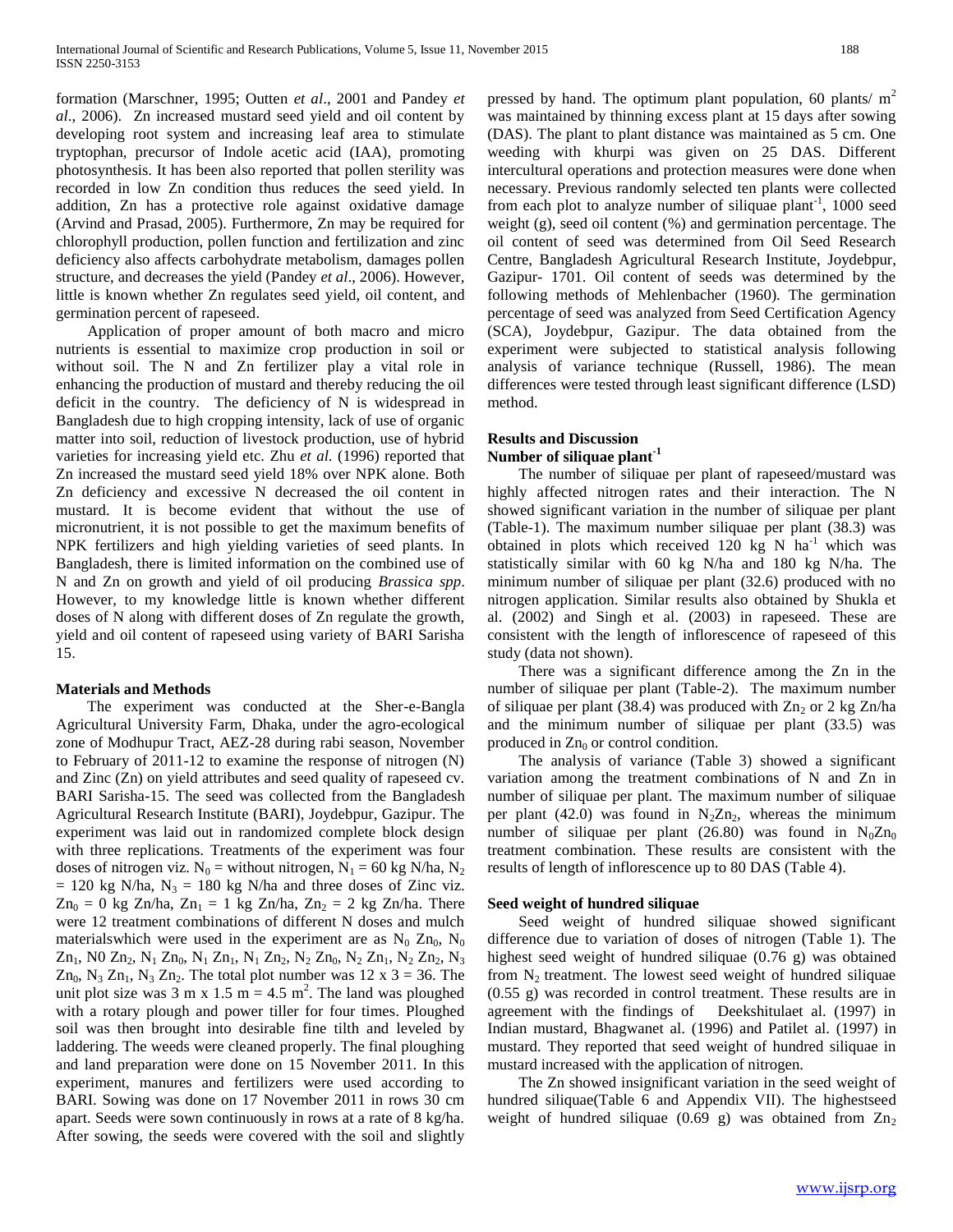formation (Marschner, 1995; Outten *et al*., 2001 and Pandey *et al*., 2006). Zn increased mustard seed yield and oil content by developing root system and increasing leaf area to stimulate tryptophan, precursor of Indole acetic acid (IAA), promoting photosynthesis. It has been also reported that pollen sterility was recorded in low Zn condition thus reduces the seed yield. In addition, Zn has a protective role against oxidative damage (Arvind and Prasad, 2005). Furthermore, Zn may be required for chlorophyll production, pollen function and fertilization and zinc deficiency also affects carbohydrate metabolism, damages pollen structure, and decreases the yield (Pandey *et al*., 2006). However, little is known whether Zn regulates seed yield, oil content, and germination percent of rapeseed.

Application of proper amount of both macro and micro nutrients is essential to maximize crop production in soil or without soil. The N and Zn fertilizer play a vital role in enhancing the production of mustard and thereby reducing the oil deficit in the country. The deficiency of N is widespread in Bangladesh due to high cropping intensity, lack of use of organic matter into soil, reduction of livestock production, use of hybrid varieties for increasing yield etc. Zhu *et al.* (1996) reported that Zn increased the mustard seed yield 18% over NPK alone. Both Zn deficiency and excessive N decreased the oil content in mustard. It is become evident that without the use of micronutrient, it is not possible to get the maximum benefits of NPK fertilizers and high yielding varieties of seed plants. In Bangladesh, there is limited information on the combined use of N and Zn on growth and yield of oil producing *Brassica spp*. However, to my knowledge little is known whether different doses of N along with different doses of Zn regulate the growth, yield and oil content of rapeseed using variety of BARI Sarisha 15.

## Materials and Methods

The experiment was conducted at the Sher-e-Bangla Agricultural University Farm, Dhaka, under the agro-ecological zone of Modhupur Tract, AEZ-28 during rabi season, November to February of 2011-12 to examine the response of nitrogen (N) and Zinc (Zn) on yield attributes and seed quality of rapeseed cv. BARI Sarisha-15. The seed was collected from the Bangladesh Agricultural Research Institute (BARI), Joydebpur, Gazipur. The experiment was laid out in randomized complete block design with three replications. Treatments of the experiment was four doses of nitrogen viz. $N_0$ = without nitrogen, $N_1$ = 60 kg N/ha, $N_2$ = 120 kg N/ha, $N_3$ = 180 kg N/ha and three doses of Zinc viz. $Zn_0$ = 0 kg Zn/ha, $Zn_1$ = 1 kg Zn/ha, $Zn_2$ = 2 kg Zn/ha. There were 12 treatment combinations of different N doses and mulch materialswhich were used in the experiment are as $N_0$ $Zn_0$, $N_0$ $Zn_1$, N0 $Zn_2$, $N_1$ $Zn_0$, $N_1$ $Zn_1$, $N_1$ $Zn_2$, $N_2$ $Zn_0$, $N_2$ $Zn_1$, $N_2$ $Zn_2$, $N_3$ $Zn_0$, $N_3$ $Zn_1$, $N_3$ $Zn_2$. The total plot number was 12 x 3 = 36. The unit plot size was 3 m x 1.5 m = 4.5 $m^2$. The land was ploughed with a rotary plough and power tiller for four times. Ploughed soil was then brought into desirable fine tilth and leveled by laddering. The weeds were cleaned properly. The final ploughing and land preparation were done on 15 November 2011. In this experiment, manures and fertilizers were used according to BARI. Sowing was done on 17 November 2011 in rows 30 cm apart. Seeds were sown continuously in rows at a rate of 8 kg/ha. After sowing, the seeds were covered with the soil and slightly pressed by hand. The optimum plant population, 60 plants/ $m^2$ was maintained by thinning excess plant at 15 days after sowing (DAS). The plant to plant distance was maintained as 5 cm. One weeding with khurpi was given on 25 DAS. Different intercultural operations and protection measures were done when necessary. Previous randomly selected ten plants were collected from each plot to analyze number of siliquae plant$^{-1}$, 1000 seed weight (g), seed oil content (%) and germination percentage. The oil content of seed was determined from Oil Seed Research Centre, Bangladesh Agricultural Research Institute, Joydebpur, Gazipur- 1701. Oil content of seeds was determined by the following methods of Mehlenbacher (1960). The germination percentage of seed was analyzed from Seed Certification Agency (SCA), Joydebpur, Gazipur. The data obtained from the experiment were subjected to statistical analysis following analysis of variance technique (Russell, 1986). The mean differences were tested through least significant difference (LSD) method.

## Results and Discussion

### Number of siliquae plant$^{-1}$

The number of siliquae per plant of rapeseed/mustard was highly affected nitrogen rates and their interaction. The N showed significant variation in the number of siliquae per plant (Table-1). The maximum number siliquae per plant (38.3) was obtained in plots which received 120 kg N ha$^{-1}$ which was statistically similar with 60 kg N/ha and 180 kg N/ha. The minimum number of siliquae per plant (32.6) produced with no nitrogen application. Similar results also obtained by Shukla et al. (2002) and Singh et al. (2003) in rapeseed. These are consistent with the length of inflorescence of rapeseed of this study (data not shown).

There was a significant difference among the Zn in the number of siliquae per plant (Table-2). The maximum number of siliquae per plant (38.4) was produced with $Zn_2$ or 2 kg Zn/ha and the minimum number of siliquae per plant (33.5) was produced in $Zn_0$ or control condition.

The analysis of variance (Table 3) showed a significant variation among the treatment combinations of N and Zn in number of siliquae per plant. The maximum number of siliquae per plant (42.0) was found in $N_2Zn_2$, whereas the minimum number of siliquae per plant (26.80) was found in $N_0Zn_0$ treatment combination. These results are consistent with the results of length of inflorescence up to 80 DAS (Table 4).

### Seed weight of hundred siliquae

Seed weight of hundred siliquae showed significant difference due to variation of doses of nitrogen (Table 1). The highest seed weight of hundred siliquae (0.76 g) was obtained from $N_2$ treatment. The lowest seed weight of hundred siliquae (0.55 g) was recorded in control treatment. These results are in agreement with the findings of Deekshitulaet al. (1997) in Indian mustard, Bhagwanet al. (1996) and Patilet al. (1997) in mustard. They reported that seed weight of hundred siliquae in mustard increased with the application of nitrogen.

The Zn showed insignificant variation in the seed weight of hundred siliquae(Table 6 and Appendix VII). The highestseed weight of hundred siliquae (0.69 g) was obtained from $Zn_2$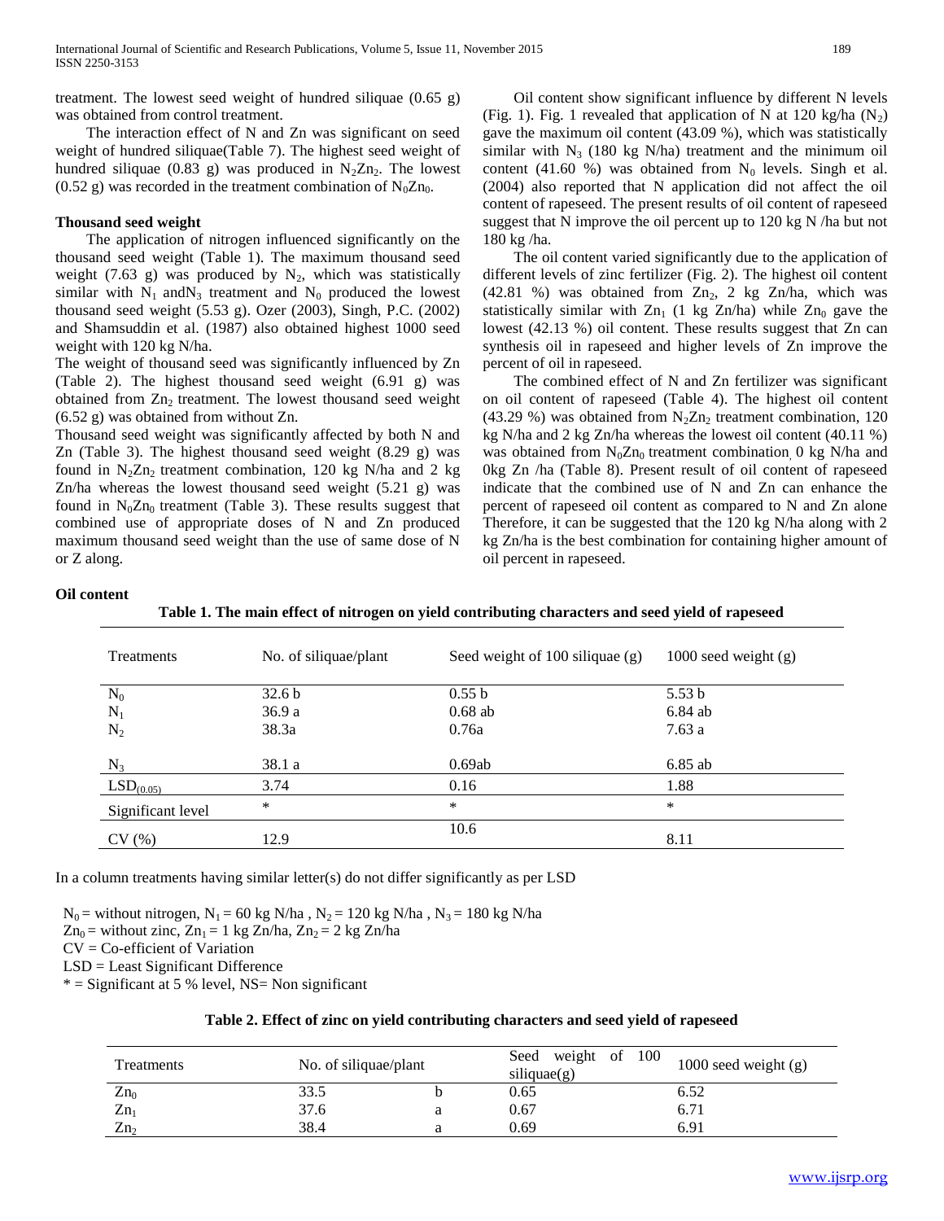treatment. The lowest seed weight of hundred siliquae (0.65 g) was obtained from control treatment.

The interaction effect of N and Zn was significant on seed weight of hundred siliquae(Table 7). The highest seed weight of hundred siliquae (0.83 g) was produced in $N_2Zn_2$. The lowest (0.52 g) was recorded in the treatment combination of $N_0Zn_0$.

**Thousand seed weight**

The application of nitrogen influenced significantly on the thousand seed weight (Table 1). The maximum thousand seed weight (7.63 g) was produced by $N_2$, which was statistically similar with $N_1$ and$N_3$ treatment and $N_0$ produced the lowest thousand seed weight (5.53 g). Ozer (2003), Singh, P.C. (2002) and Shamsuddin et al. (1987) also obtained highest 1000 seed weight with 120 kg N/ha.

The weight of thousand seed was significantly influenced by Zn (Table 2). The highest thousand seed weight (6.91 g) was obtained from $Zn_2$ treatment. The lowest thousand seed weight (6.52 g) was obtained from without Zn.

Thousand seed weight was significantly affected by both N and Zn (Table 3). The highest thousand seed weight (8.29 g) was found in $N_2Zn_2$ treatment combination, 120 kg N/ha and 2 kg Zn/ha whereas the lowest thousand seed weight (5.21 g) was found in $N_0Zn_0$ treatment (Table 3). These results suggest that combined use of appropriate doses of N and Zn produced maximum thousand seed weight than the use of same dose of N or Z along.

**Oil content**

Oil content show significant influence by different N levels (Fig. 1). Fig. 1 revealed that application of N at 120 kg/ha ($N_2$) gave the maximum oil content (43.09 %), which was statistically similar with $N_3$ (180 kg N/ha) treatment and the minimum oil content (41.60 %) was obtained from $N_0$ levels. Singh et al. (2004) also reported that N application did not affect the oil content of rapeseed. The present results of oil content of rapeseed suggest that N improve the oil percent up to 120 kg N /ha but not 180 kg /ha.

The oil content varied significantly due to the application of different levels of zinc fertilizer (Fig. 2). The highest oil content (42.81 %) was obtained from $Zn_2$, 2 kg Zn/ha, which was statistically similar with $Zn_1$ (1 kg Zn/ha) while $Zn_0$ gave the lowest (42.13 %) oil content. These results suggest that Zn can synthesis oil in rapeseed and higher levels of Zn improve the percent of oil in rapeseed.

The combined effect of N and Zn fertilizer was significant on oil content of rapeseed (Table 4). The highest oil content (43.29 %) was obtained from $N_2Zn_2$ treatment combination, 120 kg N/ha and 2 kg Zn/ha whereas the lowest oil content (40.11 %) was obtained from $N_0Zn_0$ treatment combination, 0 kg N/ha and 0kg Zn /ha (Table 8). Present result of oil content of rapeseed indicate that the combined use of N and Zn can enhance the percent of rapeseed oil content as compared to N and Zn alone Therefore, it can be suggested that the 120 kg N/ha along with 2 kg Zn/ha is the best combination for containing higher amount of oil percent in rapeseed.

**Table 1. The main effect of nitrogen on yield contributing characters and seed yield of rapeseed**

| Treatments | No. of siliquae/plant | Seed weight of 100 siliquae (g) | 1000 seed weight (g) |
|---|---|---|---|
| $N_0$ | 32.6 b | 0.55 b | 5.53 b |
| $N_1$ | 36.9 a | 0.68 ab | 6.84 ab |
| $N_2$ | 38.3a | 0.76a | 7.63 a |
| $N_3$ | 38.1 a | 0.69ab | 6.85 ab |
| $LSD_{(0.05)}$ | 3.74 | 0.16 | 1.88 |
| Significant level | * | * | * |
| CV (%) | 12.9 | 10.6 | 8.11 |

In a column treatments having similar letter(s) do not differ significantly as per LSD

$N_0$ = without nitrogen, $N_1$ = 60 kg N/ha , $N_2$ = 120 kg N/ha , $N_3$ = 180 kg N/ha
$Zn_0$ = without zinc, $Zn_1$ = 1 kg Zn/ha, $Zn_2$ = 2 kg Zn/ha
CV = Co-efficient of Variation
LSD = Least Significant Difference
* = Significant at 5 % level, NS= Non significant

**Table 2. Effect of zinc on yield contributing characters and seed yield of rapeseed**

| Treatments | No. of siliquae/plant | | Seed weight of 100 siliquae(g) | 1000 seed weight (g) |
|---|---|---|---|---|
| $Zn_0$ | 33.5 | b | 0.65 | 6.52 |
| $Zn_1$ | 37.6 | a | 0.67 | 6.71 |
| $Zn_2$ | 38.4 | a | 0.69 | 6.91 |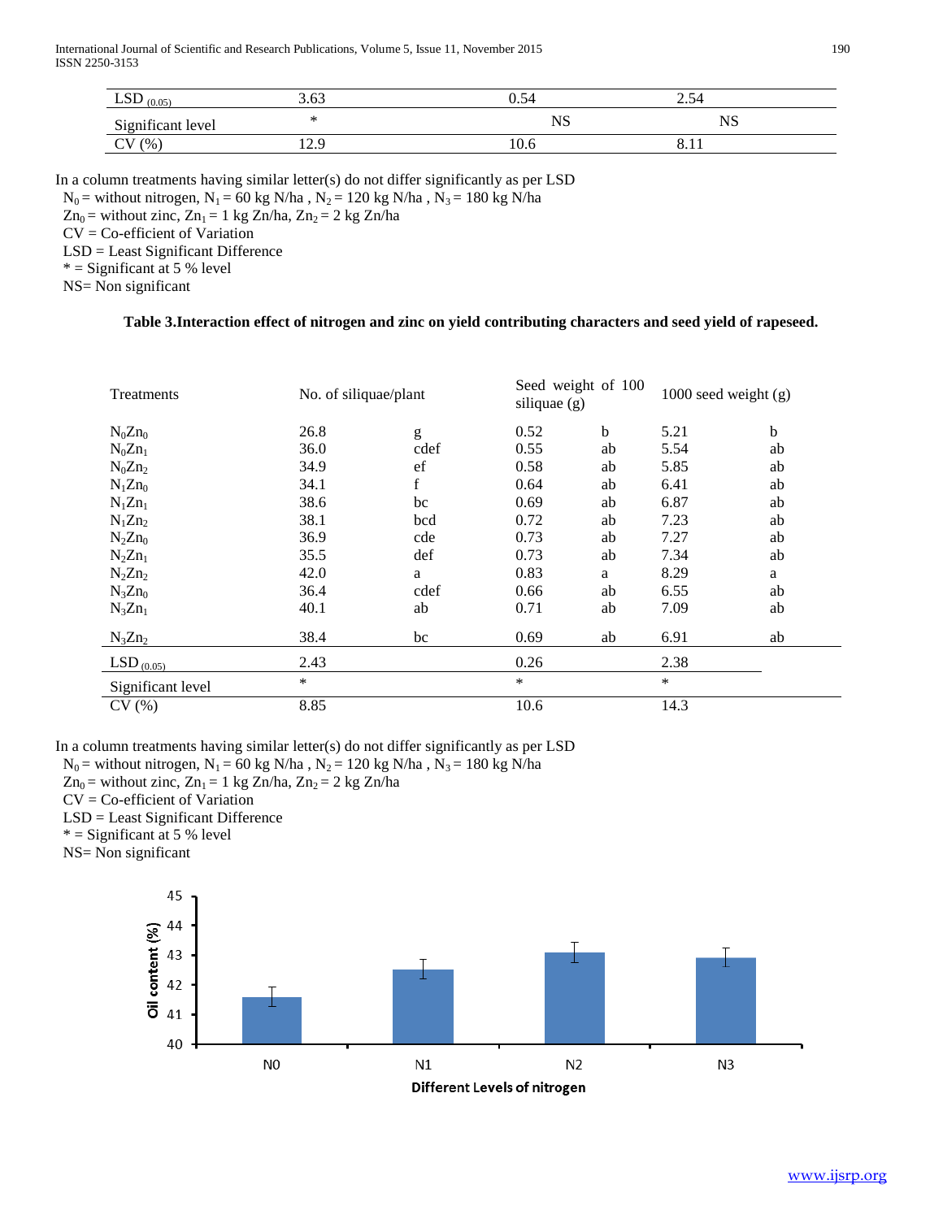| LSD $_{(0.05)}$ | 3.63 | 0.54 | 2.54 |
|---|---|---|---|
| Significant level | * | NS | NS |
| CV (%) | 12.9 | 10.6 | 8.11 |

In a column treatments having similar letter(s) do not differ significantly as per LSD

$N_0$ = without nitrogen, $N_1$ = 60 kg N/ha , $N_2$ = 120 kg N/ha , $N_3$ = 180 kg N/ha

$Zn_0$ = without zinc, $Zn_1$ = 1 kg Zn/ha, $Zn_2$ = 2 kg Zn/ha

CV = Co-efficient of Variation

LSD = Least Significant Difference

* = Significant at 5 % level

NS= Non significant

**Table 3.Interaction effect of nitrogen and zinc on yield contributing characters and seed yield of rapeseed.**

| Treatments | No. of siliquae/plant | | Seed weight of 100 siliquae (g) | | 1000 seed weight (g) | |
|---|---|---|---|---|---|---|
| $N_0Zn_0$ | 26.8 | g | 0.52 | b | 5.21 | b |
| $N_0Zn_1$ | 36.0 | cdef | 0.55 | ab | 5.54 | ab |
| $N_0Zn_2$ | 34.9 | ef | 0.58 | ab | 5.85 | ab |
| $N_1Zn_0$ | 34.1 | f | 0.64 | ab | 6.41 | ab |
| $N_1Zn_1$ | 38.6 | bc | 0.69 | ab | 6.87 | ab |
| $N_1Zn_2$ | 38.1 | bcd | 0.72 | ab | 7.23 | ab |
| $N_2Zn_0$ | 36.9 | cde | 0.73 | ab | 7.27 | ab |
| $N_2Zn_1$ | 35.5 | def | 0.73 | ab | 7.34 | ab |
| $N_2Zn_2$ | 42.0 | a | 0.83 | a | 8.29 | a |
| $N_3Zn_0$ | 36.4 | cdef | 0.66 | ab | 6.55 | ab |
| $N_3Zn_1$ | 40.1 | ab | 0.71 | ab | 7.09 | ab |
| $N_3Zn_2$ | 38.4 | bc | 0.69 | ab | 6.91 | ab |
| LSD $_{(0.05)}$ | 2.43 | | 0.26 | | 2.38 | |
| Significant level | * | | * | | * | |
| CV (%) | 8.85 | | 10.6 | | 14.3 | |

In a column treatments having similar letter(s) do not differ significantly as per LSD

$N_0$ = without nitrogen, $N_1$ = 60 kg N/ha , $N_2$ = 120 kg N/ha , $N_3$ = 180 kg N/ha

$Zn_0$ = without zinc, $Zn_1$ = 1 kg Zn/ha, $Zn_2$ = 2 kg Zn/ha

CV = Co-efficient of Variation

LSD = Least Significant Difference

* = Significant at 5 % level

NS= Non significant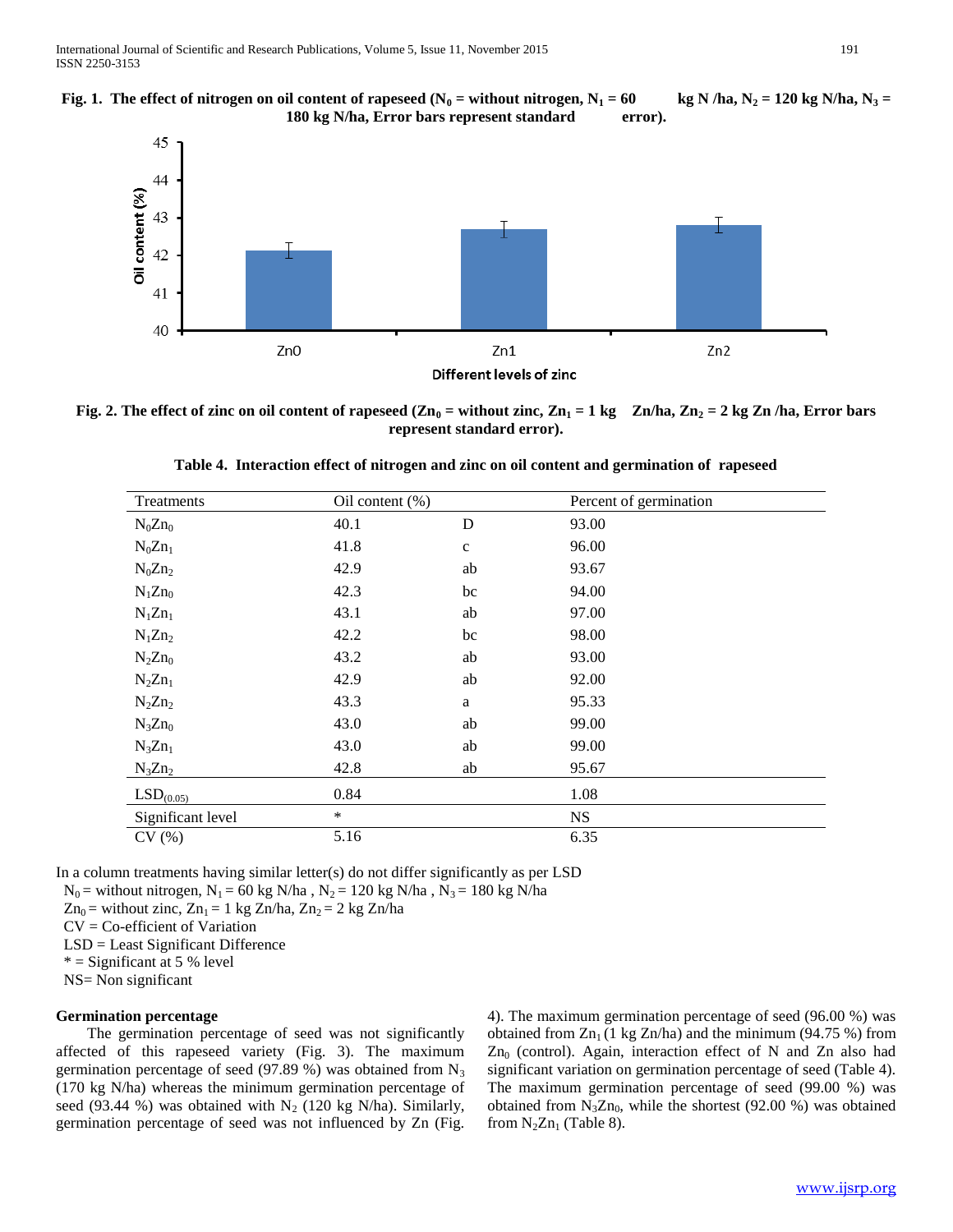**Fig. 1. The effect of nitrogen on oil content of rapeseed ($N_0$ = without nitrogen, $N_1$ = 60 kg N /ha, $N_2$ = 120 kg N/ha, $N_3$ = 180 kg N/ha, Error bars represent standard error).**

**Fig. 2. The effect of zinc on oil content of rapeseed ($Zn_0$ = without zinc, $Zn_1$ = 1 kg Zn/ha, $Zn_2$ = 2 kg Zn /ha, Error bars represent standard error).**

**Table 4. Interaction effect of nitrogen and zinc on oil content and germination of rapeseed**

| Treatments | Oil content (%) | | Percent of germination |
|---|---|---|---|
| $N_0Zn_0$ | 40.1 | D | 93.00 |
| $N_0Zn_1$ | 41.8 | c | 96.00 |
| $N_0Zn_2$ | 42.9 | ab | 93.67 |
| $N_1Zn_0$ | 42.3 | bc | 94.00 |
| $N_1Zn_1$ | 43.1 | ab | 97.00 |
| $N_1Zn_2$ | 42.2 | bc | 98.00 |
| $N_2Zn_0$ | 43.2 | ab | 93.00 |
| $N_2Zn_1$ | 42.9 | ab | 92.00 |
| $N_2Zn_2$ | 43.3 | a | 95.33 |
| $N_3Zn_0$ | 43.0 | ab | 99.00 |
| $N_3Zn_1$ | 43.0 | ab | 99.00 |
| $N_3Zn_2$ | 42.8 | ab | 95.67 |
| $LSD_{(0.05)}$ | 0.84 | | 1.08 |
| Significant level | * | | NS |
| CV (%) | 5.16 | | 6.35 |

In a column treatments having similar letter(s) do not differ significantly as per LSD
$N_0$ = without nitrogen, $N_1$ = 60 kg N/ha , $N_2$ = 120 kg N/ha , $N_3$ = 180 kg N/ha
$Zn_0$ = without zinc, $Zn_1$ = 1 kg Zn/ha, $Zn_2$ = 2 kg Zn/ha
CV = Co-efficient of Variation
LSD = Least Significant Difference
* = Significant at 5 % level
NS= Non significant

**Germination percentage**

The germination percentage of seed was not significantly affected of this rapeseed variety (Fig. 3). The maximum germination percentage of seed (97.89 %) was obtained from $N_3$ (170 kg N/ha) whereas the minimum germination percentage of seed (93.44 %) was obtained with $N_2$ (120 kg N/ha). Similarly, germination percentage of seed was not influenced by Zn (Fig. 4). The maximum germination percentage of seed (96.00 %) was obtained from $Zn_1$ (1 kg Zn/ha) and the minimum (94.75 %) from $Zn_0$ (control). Again, interaction effect of N and Zn also had significant variation on germination percentage of seed (Table 4). The maximum germination percentage of seed (99.00 %) was obtained from $N_3Zn_0$, while the shortest (92.00 %) was obtained from $N_2Zn_1$ (Table 8).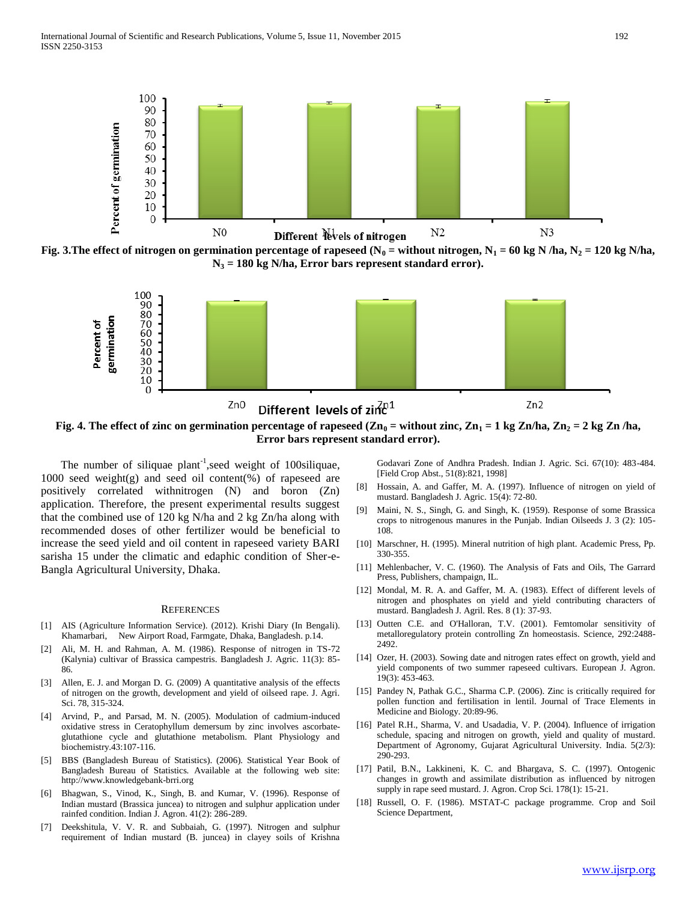Fig. 3.The effect of nitrogen on germination percentage of rapeseed ($N_0$ = without nitrogen, $N_1$ = 60 kg N /ha, $N_2$ = 120 kg N/ha, $N_3$ = 180 kg N/ha, Error bars represent standard error).

Fig. 4. The effect of zinc on germination percentage of rapeseed ($Zn_0$ = without zinc, $Zn_1$ = 1 kg Zn/ha, $Zn_2$ = 2 kg Zn /ha, Error bars represent standard error).

The number of siliquae plant$^{-1}$,seed weight of 100siliquae, 1000 seed weight(g) and seed oil content(%) of rapeseed are positively correlated withnitrogen (N) and boron (Zn) application. Therefore, the present experimental results suggest that the combined use of 120 kg N/ha and 2 kg Zn/ha along with recommended doses of other fertilizer would be beneficial to increase the seed yield and oil content in rapeseed variety BARI sarisha 15 under the climatic and edaphic condition of Sher-e-Bangla Agricultural University, Dhaka.

## References

[1] AIS (Agriculture Information Service). (2012). Krishi Diary (In Bengali). Khamarbari, New Airport Road, Farmgate, Dhaka, Bangladesh. p.14.

[2] Ali, M. H. and Rahman, A. M. (1986). Response of nitrogen in TS-72 (Kalynia) cultivar of Brassica campestris. Bangladesh J. Agric. 11(3): 85-86.

[3] Allen, E. J. and Morgan D. G. (2009) A quantitative analysis of the effects of nitrogen on the growth, development and yield of oilseed rape. J. Agri. Sci. 78, 315-324.

[4] Arvind, P., and Parsad, M. N. (2005). Modulation of cadmium-induced oxidative stress in Ceratophyllum demersum by zinc involves ascorbate-glutathione cycle and glutathione metabolism. Plant Physiology and biochemistry.43:107-116.

[5] BBS (Bangladesh Bureau of Statistics). (2006). Statistical Year Book of Bangladesh Bureau of Statistics. Available at the following web site: http://www.knowledgebank-brri.org

[6] Bhagwan, S., Vinod, K., Singh, B. and Kumar, V. (1996). Response of Indian mustard (Brassica juncea) to nitrogen and sulphur application under rainfed condition. Indian J. Agron. 41(2): 286-289.

[7] Deekshitula, V. V. R. and Subbaiah, G. (1997). Nitrogen and sulphur requirement of Indian mustard (B. juncea) in clayey soils of Krishna Godavari Zone of Andhra Pradesh. Indian J. Agric. Sci. 67(10): 483-484. [Field Crop Abst., 51(8):821, 1998]

[8] Hossain, A. and Gaffer, M. A. (1997). Influence of nitrogen on yield of mustard. Bangladesh J. Agric. 15(4): 72-80.

[9] Maini, N. S., Singh, G. and Singh, K. (1959). Response of some Brassica crops to nitrogenous manures in the Punjab. Indian Oilseeds J. 3 (2): 105-108.

[10] Marschner, H. (1995). Mineral nutrition of high plant. Academic Press, Pp. 330-355.

[11] Mehlenbacher, V. C. (1960). The Analysis of Fats and Oils, The Garrard Press, Publishers, champaign, IL.

[12] Mondal, M. R. A. and Gaffer, M. A. (1983). Effect of different levels of nitrogen and phosphates on yield and yield contributing characters of mustard. Bangladesh J. Agril. Res. 8 (1): 37-93.

[13] Outten C.E. and O'Halloran, T.V. (2001). Femtomolar sensitivity of metalloregulatory protein controlling Zn homeostasis. Science, 292:2488-2492.

[14] Ozer, H. (2003). Sowing date and nitrogen rates effect on growth, yield and yield components of two summer rapeseed cultivars. European J. Agron. 19(3): 453-463.

[15] Pandey N, Pathak G.C., Sharma C.P. (2006). Zinc is critically required for pollen function and fertilisation in lentil. Journal of Trace Elements in Medicine and Biology. 20:89-96.

[16] Patel R.H., Sharma, V. and Usadadia, V. P. (2004). Influence of irrigation schedule, spacing and nitrogen on growth, yield and quality of mustard. Department of Agronomy, Gujarat Agricultural University. India. 5(2/3): 290-293.

[17] Patil, B.N., Lakkineni, K. C. and Bhargava, S. C. (1997). Ontogenic changes in growth and assimilate distribution as influenced by nitrogen supply in rape seed mustard. J. Agron. Crop Sci. 178(1): 15-21.

[18] Russell, O. F. (1986). MSTAT-C package programme. Crop and Soil Science Department,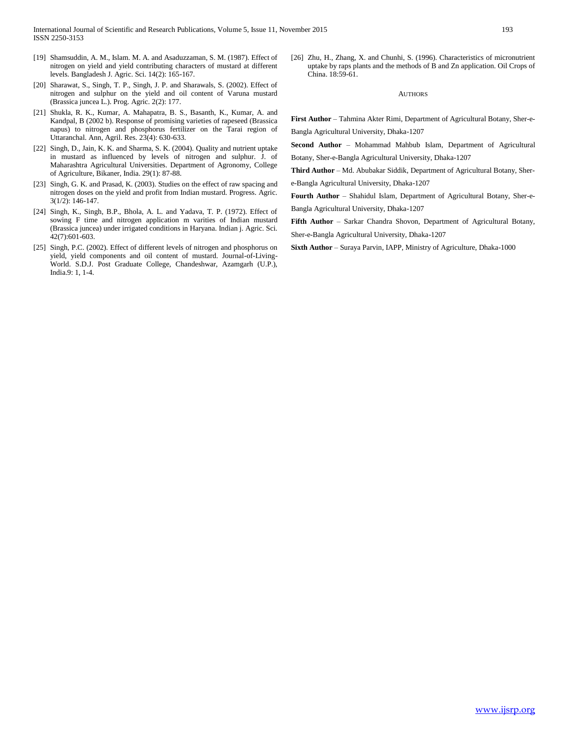[19] Shamsuddin, A. M., Islam. M. A. and Asaduzzaman, S. M. (1987). Effect of nitrogen on yield and yield contributing characters of mustard at different levels. Bangladesh J. Agric. Sci. 14(2): 165-167.

[20] Sharawat, S., Singh, T. P., Singh, J. P. and Sharawals, S. (2002). Effect of nitrogen and sulphur on the yield and oil content of Varuna mustard (Brassica juncea L.). Prog. Agric. 2(2): 177.

[21] Shukla, R. K., Kumar, A. Mahapatra, B. S., Basanth, K., Kumar, A. and Kandpal, B (2002 b). Response of promising varieties of rapeseed (Brassica napus) to nitrogen and phosphorus fertilizer on the Tarai region of Uttaranchal. Ann, Agril. Res. 23(4): 630-633.

[22] Singh, D., Jain, K. K. and Sharma, S. K. (2004). Quality and nutrient uptake in mustard as influenced by levels of nitrogen and sulphur. J. of Maharashtra Agricultural Universities. Department of Agronomy, College of Agriculture, Bikaner, India. 29(1): 87-88.

[23] Singh, G. K. and Prasad, K. (2003). Studies on the effect of raw spacing and nitrogen doses on the yield and profit from Indian mustard. Progress. Agric. 3(1/2): 146-147.

[24] Singh, K., Singh, B.P., Bhola, A. L. and Yadava, T. P. (1972). Effect of sowing F time and nitrogen application m varities of Indian mustard (Brassica juncea) under irrigated conditions in Haryana. Indian j. Agric. Sci. 42(7):601-603.

[25] Singh, P.C. (2002). Effect of different levels of nitrogen and phosphorus on yield, yield components and oil content of mustard. Journal-of-Living-World. S.D.J. Post Graduate College, Chandeshwar, Azamgarh (U.P.), India.9: 1, 1-4.

[26] Zhu, H., Zhang, X. and Chunhi, S. (1996). Characteristics of micronutrient uptake by raps plants and the methods of B and Zn application. Oil Crops of China. 18:59-61.

## Authors

**First Author** – Tahmina Akter Rimi, Department of Agricultural Botany, Sher-e-Bangla Agricultural University, Dhaka-1207

**Second Author** – Mohammad Mahbub Islam, Department of Agricultural Botany, Sher-e-Bangla Agricultural University, Dhaka-1207

**Third Author** – Md. Abubakar Siddik, Department of Agricultural Botany, Sher-e-Bangla Agricultural University, Dhaka-1207

**Fourth Author** – Shahidul Islam, Department of Agricultural Botany, Sher-e-Bangla Agricultural University, Dhaka-1207

**Fifth Author** – Sarkar Chandra Shovon, Department of Agricultural Botany, Sher-e-Bangla Agricultural University, Dhaka-1207

**Sixth Author** – Suraya Parvin, IAPP, Ministry of Agriculture, Dhaka-1000